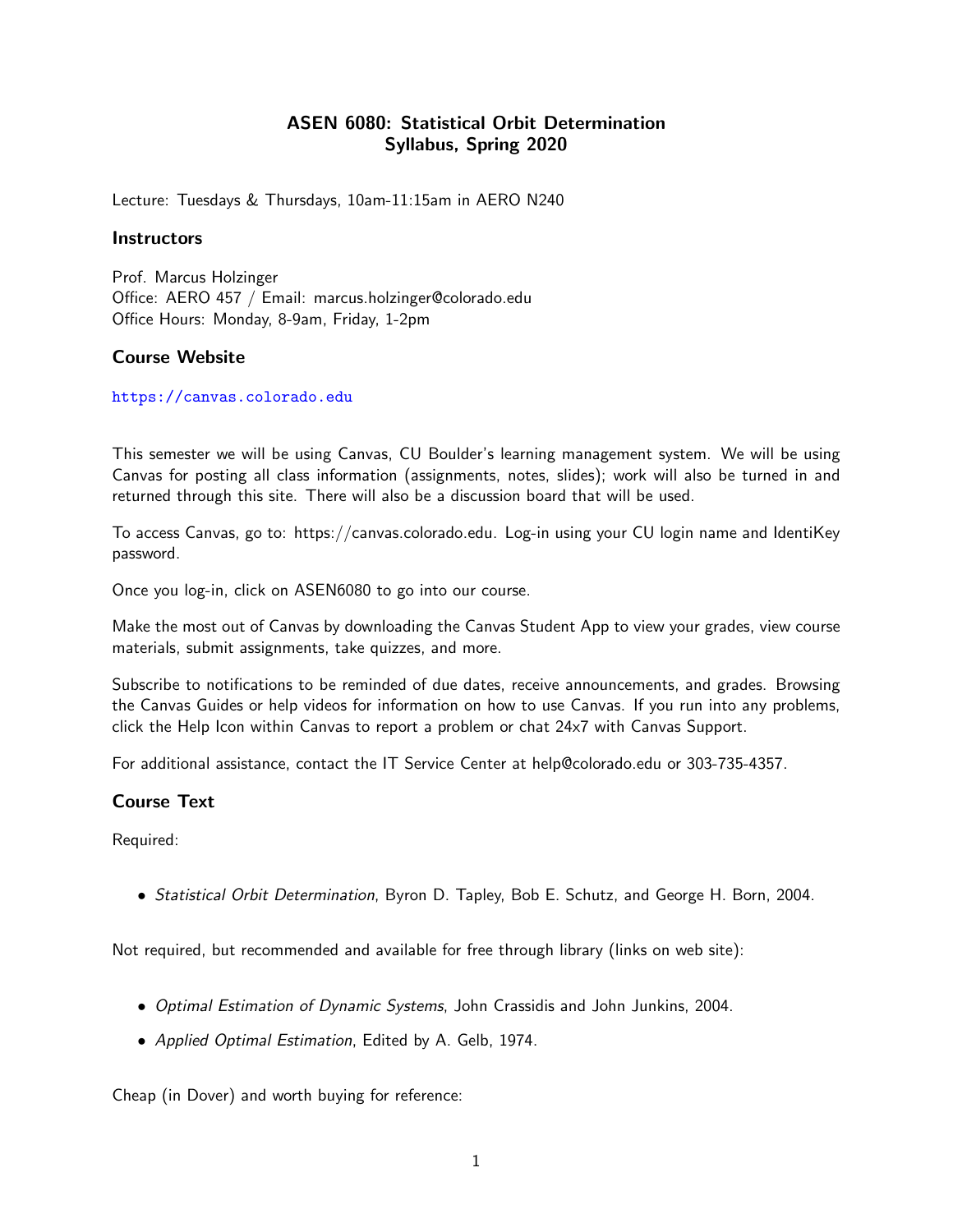# ASEN 6080: Statistical Orbit Determination
## Syllabus, Spring 2020

Lecture: Tuesdays & Thursdays, 10am-11:15am in AERO N240

### Instructors

Prof. Marcus Holzinger
Office: AERO 457 / Email: marcus.holzinger@colorado.edu
Office Hours: Monday, 8-9am, Friday, 1-2pm

### Course Website

https://canvas.colorado.edu

This semester we will be using Canvas, CU Boulder's learning management system. We will be using Canvas for posting all class information (assignments, notes, slides); work will also be turned in and returned through this site. There will also be a discussion board that will be used.

To access Canvas, go to: https://canvas.colorado.edu. Log-in using your CU login name and IdentiKey password.

Once you log-in, click on ASEN6080 to go into our course.

Make the most out of Canvas by downloading the Canvas Student App to view your grades, view course materials, submit assignments, take quizzes, and more.

Subscribe to notifications to be reminded of due dates, receive announcements, and grades. Browsing the Canvas Guides or help videos for information on how to use Canvas. If you run into any problems, click the Help Icon within Canvas to report a problem or chat 24x7 with Canvas Support.

For additional assistance, contact the IT Service Center at help@colorado.edu or 303-735-4357.

### Course Text

Required:

- *Statistical Orbit Determination*, Byron D. Tapley, Bob E. Schutz, and George H. Born, 2004.

Not required, but recommended and available for free through library (links on web site):

- *Optimal Estimation of Dynamic Systems*, John Crassidis and John Junkins, 2004.
- *Applied Optimal Estimation*, Edited by A. Gelb, 1974.

Cheap (in Dover) and worth buying for reference: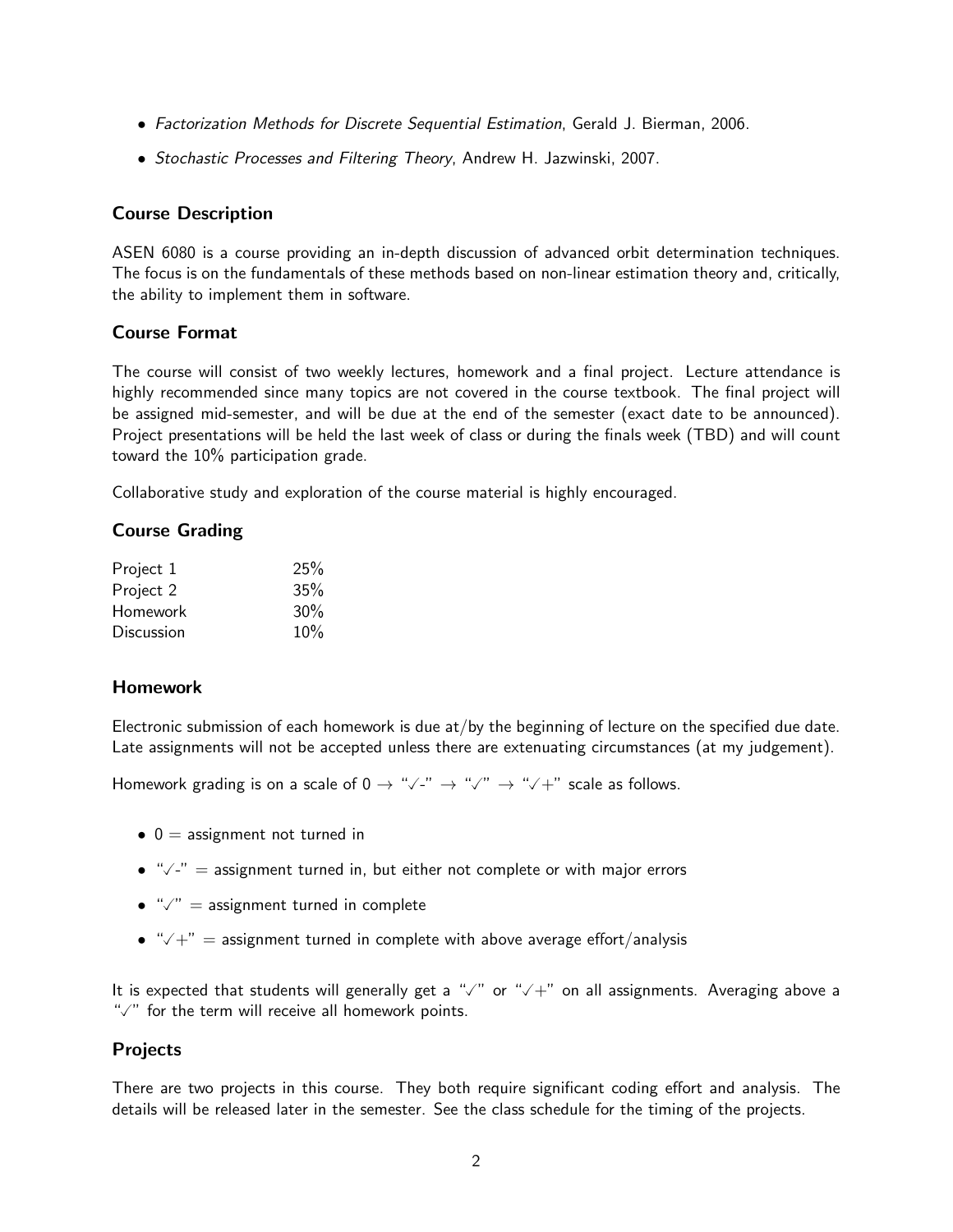- *Factorization Methods for Discrete Sequential Estimation*, Gerald J. Bierman, 2006.
- *Stochastic Processes and Filtering Theory*, Andrew H. Jazwinski, 2007.

### Course Description

ASEN 6080 is a course providing an in-depth discussion of advanced orbit determination techniques. The focus is on the fundamentals of these methods based on non-linear estimation theory and, critically, the ability to implement them in software.

### Course Format

The course will consist of two weekly lectures, homework and a final project. Lecture attendance is highly recommended since many topics are not covered in the course textbook. The final project will be assigned mid-semester, and will be due at the end of the semester (exact date to be announced). Project presentations will be held the last week of class or during the finals week (TBD) and will count toward the 10% participation grade.

Collaborative study and exploration of the course material is highly encouraged.

### Course Grading

| | |
|---|---|
| Project 1 | 25% |
| Project 2 | 35% |
| Homework | 30% |
| Discussion | 10% |

### Homework

Electronic submission of each homework is due at/by the beginning of lecture on the specified due date. Late assignments will not be accepted unless there are extenuating circumstances (at my judgement).

Homework grading is on a scale of 0 → "✓-" → "✓" → "✓+" scale as follows.

- 0 = assignment not turned in
- "✓-" = assignment turned in, but either not complete or with major errors
- "✓" = assignment turned in complete
- "✓+" = assignment turned in complete with above average effort/analysis

It is expected that students will generally get a "✓" or "✓+" on all assignments. Averaging above a "✓" for the term will receive all homework points.

### Projects

There are two projects in this course. They both require significant coding effort and analysis. The details will be released later in the semester. See the class schedule for the timing of the projects.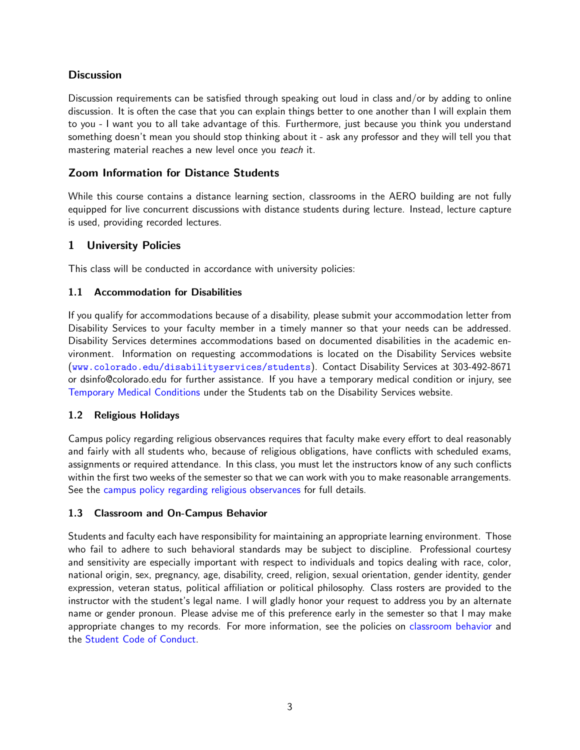### Discussion

Discussion requirements can be satisfied through speaking out loud in class and/or by adding to online discussion. It is often the case that you can explain things better to one another than I will explain them to you - I want you to all take advantage of this. Furthermore, just because you think you understand something doesn't mean you should stop thinking about it - ask any professor and they will tell you that mastering material reaches a new level once you *teach* it.

### Zoom Information for Distance Students

While this course contains a distance learning section, classrooms in the AERO building are not fully equipped for live concurrent discussions with distance students during lecture. Instead, lecture capture is used, providing recorded lectures.

## 1 University Policies

This class will be conducted in accordance with university policies:

### 1.1 Accommodation for Disabilities

If you qualify for accommodations because of a disability, please submit your accommodation letter from Disability Services to your faculty member in a timely manner so that your needs can be addressed. Disability Services determines accommodations based on documented disabilities in the academic environment. Information on requesting accommodations is located on the Disability Services website (www.colorado.edu/disabilityservices/students). Contact Disability Services at 303-492-8671 or dsinfo@colorado.edu for further assistance. If you have a temporary medical condition or injury, see Temporary Medical Conditions under the Students tab on the Disability Services website.

### 1.2 Religious Holidays

Campus policy regarding religious observances requires that faculty make every effort to deal reasonably and fairly with all students who, because of religious obligations, have conflicts with scheduled exams, assignments or required attendance. In this class, you must let the instructors know of any such conflicts within the first two weeks of the semester so that we can work with you to make reasonable arrangements. See the campus policy regarding religious observances for full details.

### 1.3 Classroom and On-Campus Behavior

Students and faculty each have responsibility for maintaining an appropriate learning environment. Those who fail to adhere to such behavioral standards may be subject to discipline. Professional courtesy and sensitivity are especially important with respect to individuals and topics dealing with race, color, national origin, sex, pregnancy, age, disability, creed, religion, sexual orientation, gender identity, gender expression, veteran status, political affiliation or political philosophy. Class rosters are provided to the instructor with the student's legal name. I will gladly honor your request to address you by an alternate name or gender pronoun. Please advise me of this preference early in the semester so that I may make appropriate changes to my records. For more information, see the policies on classroom behavior and the Student Code of Conduct.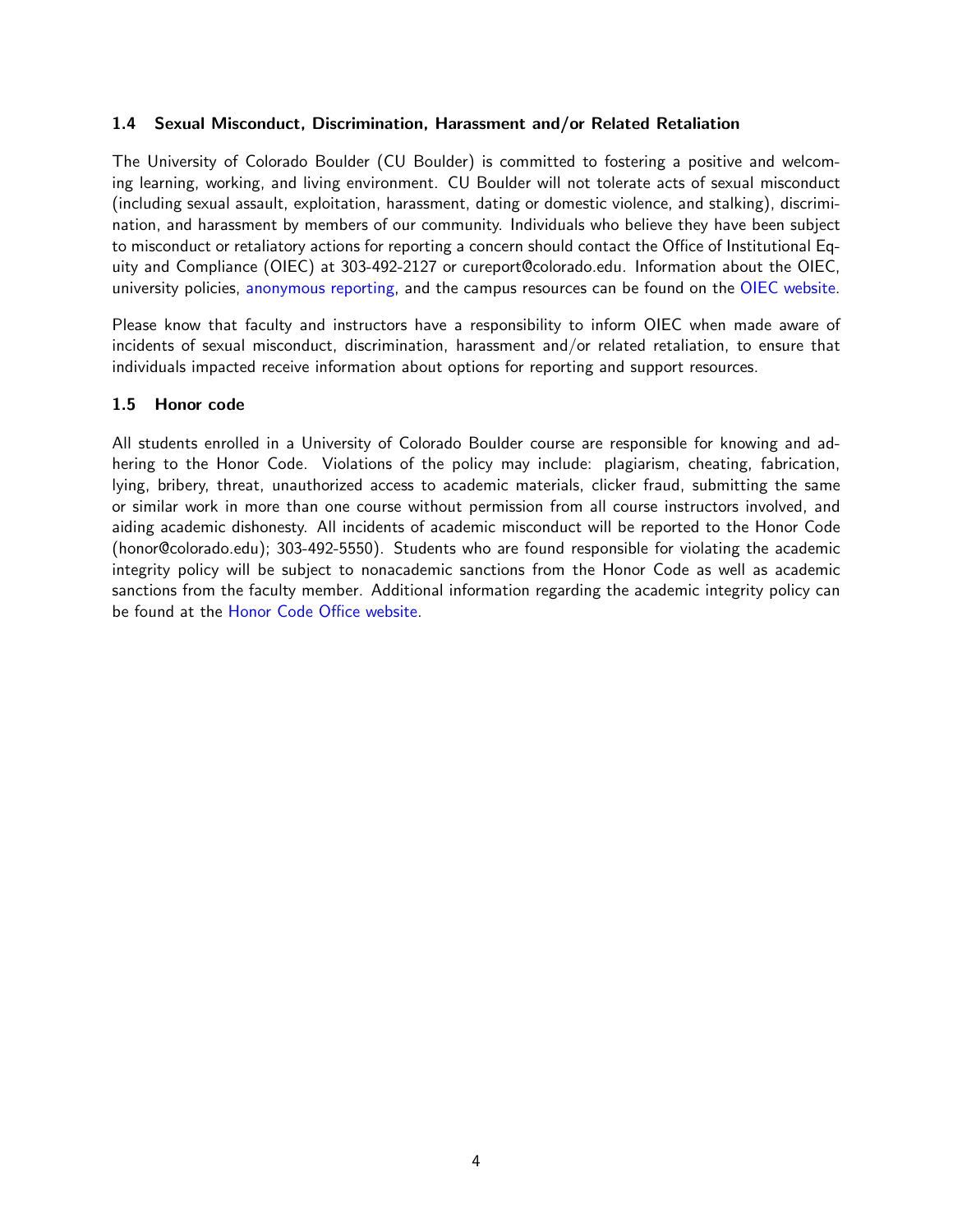### 1.4 Sexual Misconduct, Discrimination, Harassment and/or Related Retaliation

The University of Colorado Boulder (CU Boulder) is committed to fostering a positive and welcoming learning, working, and living environment. CU Boulder will not tolerate acts of sexual misconduct (including sexual assault, exploitation, harassment, dating or domestic violence, and stalking), discrimination, and harassment by members of our community. Individuals who believe they have been subject to misconduct or retaliatory actions for reporting a concern should contact the Office of Institutional Equity and Compliance (OIEC) at 303-492-2127 or cureport@colorado.edu. Information about the OIEC, university policies, anonymous reporting, and the campus resources can be found on the OIEC website.

Please know that faculty and instructors have a responsibility to inform OIEC when made aware of incidents of sexual misconduct, discrimination, harassment and/or related retaliation, to ensure that individuals impacted receive information about options for reporting and support resources.

### 1.5 Honor code

All students enrolled in a University of Colorado Boulder course are responsible for knowing and adhering to the Honor Code. Violations of the policy may include: plagiarism, cheating, fabrication, lying, bribery, threat, unauthorized access to academic materials, clicker fraud, submitting the same or similar work in more than one course without permission from all course instructors involved, and aiding academic dishonesty. All incidents of academic misconduct will be reported to the Honor Code (honor@colorado.edu); 303-492-5550). Students who are found responsible for violating the academic integrity policy will be subject to nonacademic sanctions from the Honor Code as well as academic sanctions from the faculty member. Additional information regarding the academic integrity policy can be found at the Honor Code Office website.